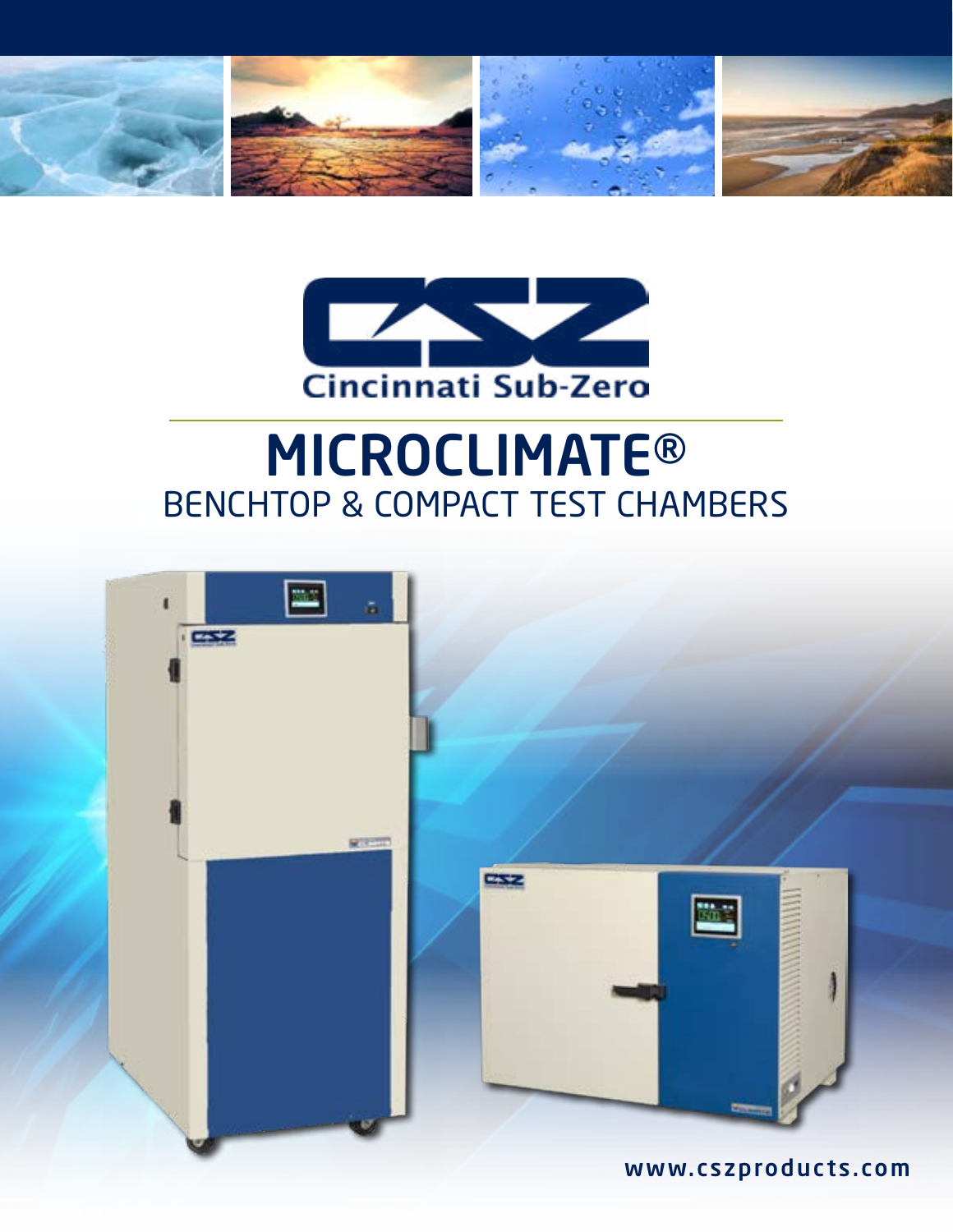Cincinnati Sub-Zero

# MICROCLIMATE®

## BENCHTOP & COMPACT TEST CHAMBERS

www.cszproducts.com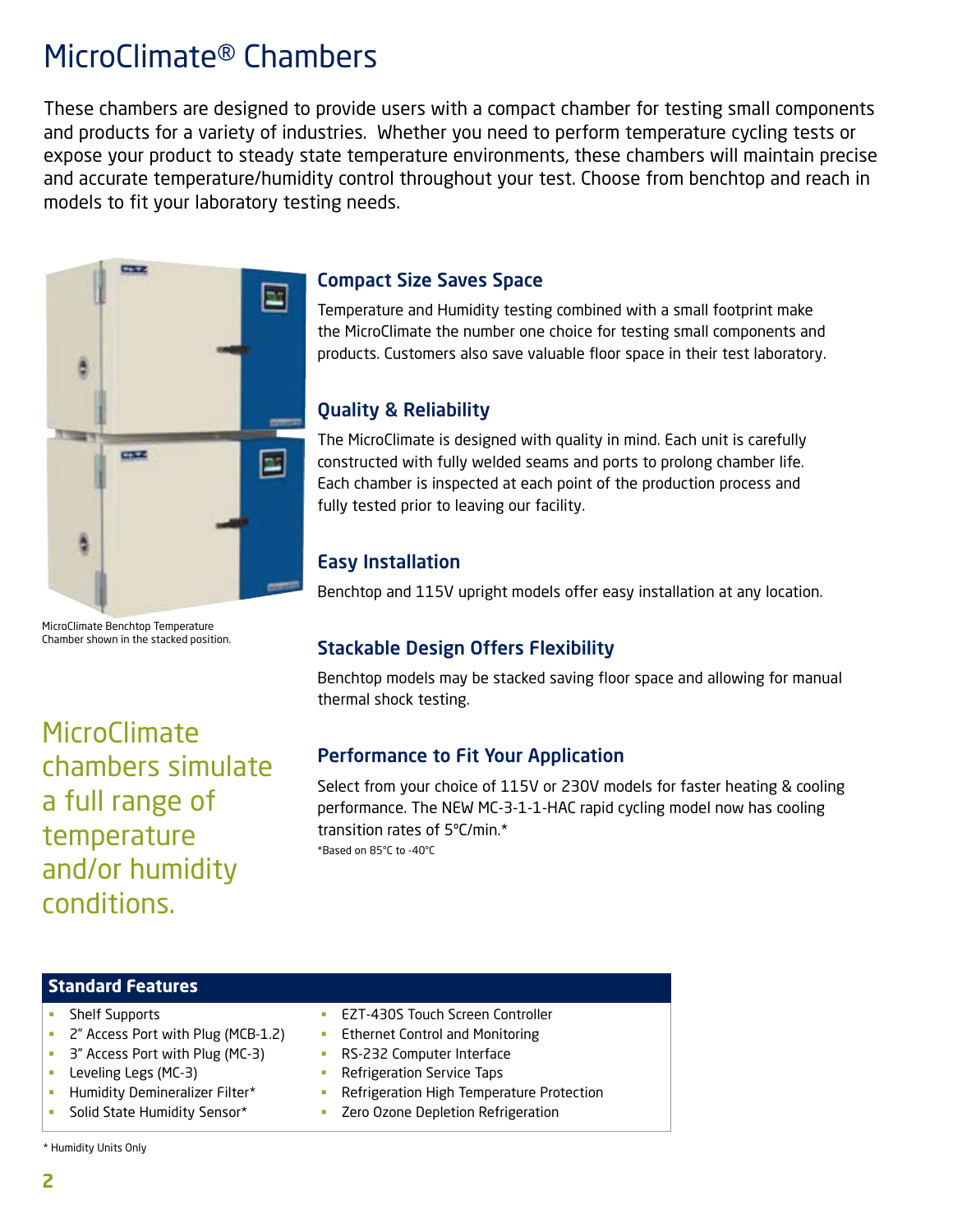# MicroClimate® Chambers

These chambers are designed to provide users with a compact chamber for testing small components and products for a variety of industries. Whether you need to perform temperature cycling tests or expose your product to steady state temperature environments, these chambers will maintain precise and accurate temperature/humidity control throughout your test. Choose from benchtop and reach in models to fit your laboratory testing needs.

MicroClimate Benchtop Temperature Chamber shown in the stacked position.

MicroClimate chambers simulate a full range of temperature and/or humidity conditions.

## Compact Size Saves Space

Temperature and Humidity testing combined with a small footprint make the MicroClimate the number one choice for testing small components and products. Customers also save valuable floor space in their test laboratory.

## Quality & Reliability

The MicroClimate is designed with quality in mind. Each unit is carefully constructed with fully welded seams and ports to prolong chamber life. Each chamber is inspected at each point of the production process and fully tested prior to leaving our facility.

## Easy Installation

Benchtop and 115V upright models offer easy installation at any location.

## Stackable Design Offers Flexibility

Benchtop models may be stacked saving floor space and allowing for manual thermal shock testing.

## Performance to Fit Your Application

Select from your choice of 115V or 230V models for faster heating & cooling performance. The NEW MC-3-1-1-HAC rapid cycling model now has cooling transition rates of 5°C/min.*

*Based on 85°C to -40°C

## Standard Features

- Shelf Supports
- 2" Access Port with Plug (MCB-1.2)
- 3" Access Port with Plug (MC-3)
- Leveling Legs (MC-3)
- Humidity Demineralizer Filter*
- Solid State Humidity Sensor*
- EZT-430S Touch Screen Controller
- Ethernet Control and Monitoring
- RS-232 Computer Interface
- Refrigeration Service Taps
- Refrigeration High Temperature Protection
- Zero Ozone Depletion Refrigeration

* Humidity Units Only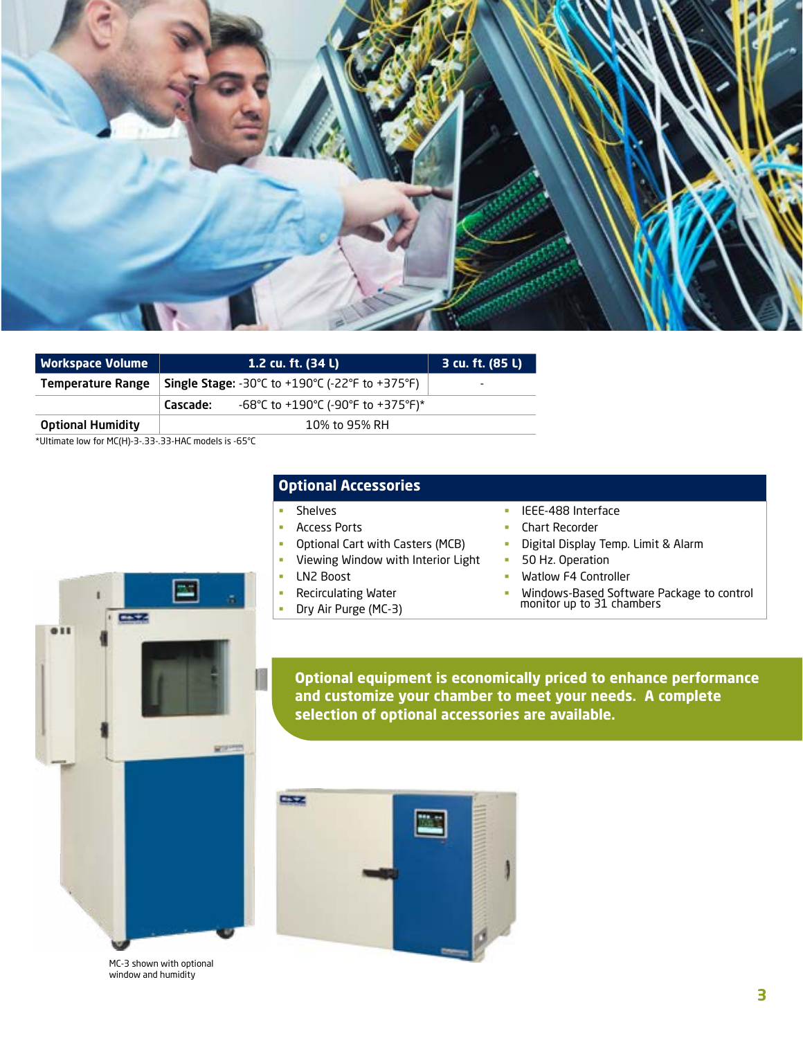| Workspace Volume | 1.2 cu. ft. (34 L) | 3 cu. ft. (85 L) |
|---|---|---|
| Temperature Range | **Single Stage:** -30°C to +190°C (-22°F to +375°F) | - |
| | **Cascade:** -68°C to +190°C (-90°F to +375°F)* | |
| Optional Humidity | 10% to 95% RH | |

*Ultimate low for MC(H)-3-.33-.33-HAC models is -65°C

## Optional Accessories

- Shelves
- Access Ports
- Optional Cart with Casters (MCB)
- Viewing Window with Interior Light
- LN2 Boost
- Recirculating Water
- Dry Air Purge (MC-3)
- IEEE-488 Interface
- Chart Recorder
- Digital Display Temp. Limit & Alarm
- 50 Hz. Operation
- Watlow F4 Controller
- Windows-Based Software Package to control monitor up to 31 chambers

**Optional equipment is economically priced to enhance performance and customize your chamber to meet your needs. A complete selection of optional accessories are available.**

MC-3 shown with optional window and humidity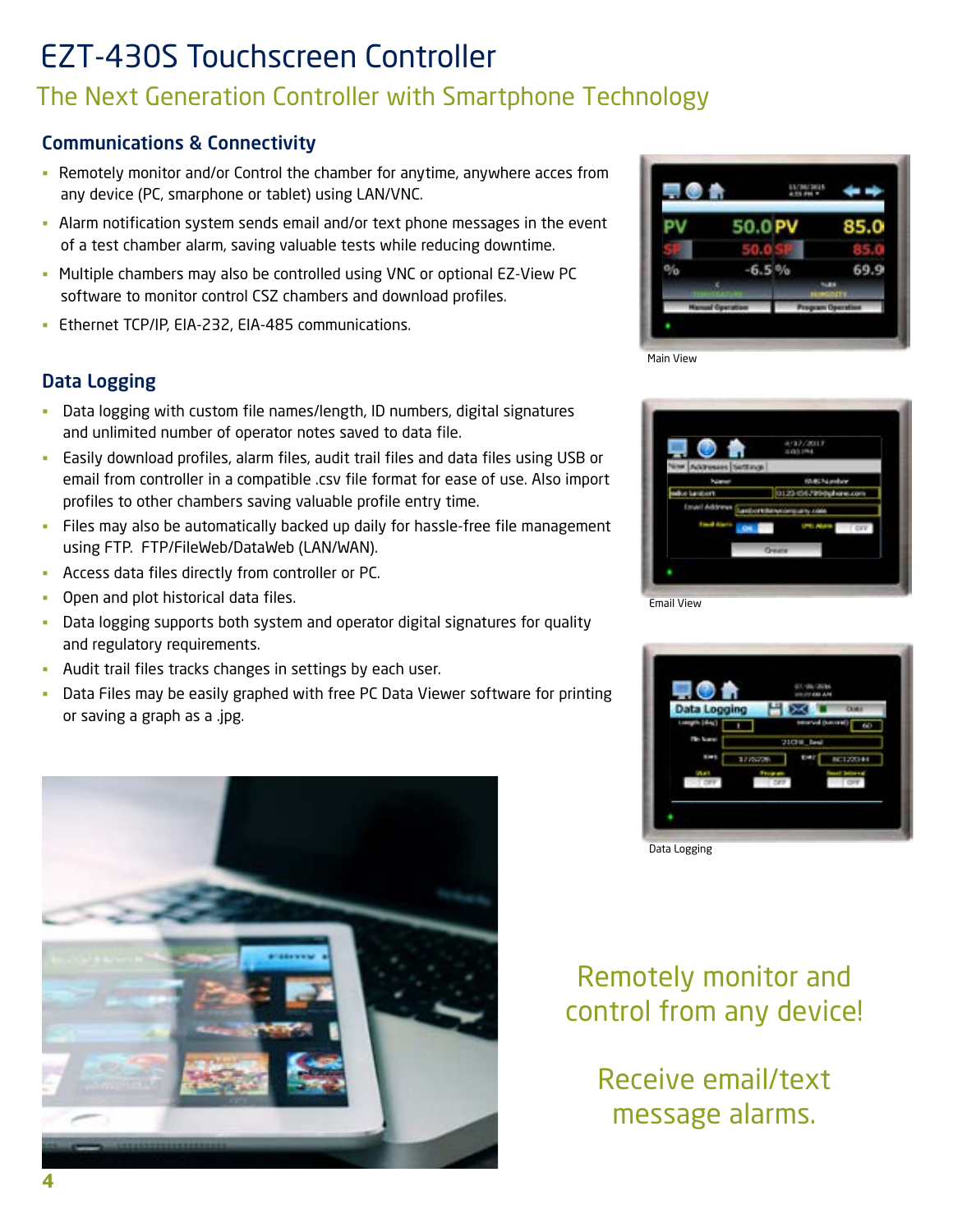# EZT-430S Touchscreen Controller

## The Next Generation Controller with Smartphone Technology

### Communications & Connectivity

- Remotely monitor and/or Control the chamber for anytime, anywhere acces from any device (PC, smarphone or tablet) using LAN/VNC.
- Alarm notification system sends email and/or text phone messages in the event of a test chamber alarm, saving valuable tests while reducing downtime.
- Multiple chambers may also be controlled using VNC or optional EZ-View PC software to monitor control CSZ chambers and download profiles.
- Ethernet TCP/IP, EIA-232, EIA-485 communications.

Main View

### Data Logging

- Data logging with custom file names/length, ID numbers, digital signatures and unlimited number of operator notes saved to data file.
- Easily download profiles, alarm files, audit trail files and data files using USB or email from controller in a compatible .csv file format for ease of use. Also import profiles to other chambers saving valuable profile entry time.
- Files may also be automatically backed up daily for hassle-free file management using FTP. FTP/FileWeb/DataWeb (LAN/WAN).
- Access data files directly from controller or PC.
- Open and plot historical data files.
- Data logging supports both system and operator digital signatures for quality and regulatory requirements.
- Audit trail files tracks changes in settings by each user.
- Data Files may be easily graphed with free PC Data Viewer software for printing or saving a graph as a .jpg.

Email View

Data Logging

Remotely monitor and control from any device!

Receive email/text message alarms.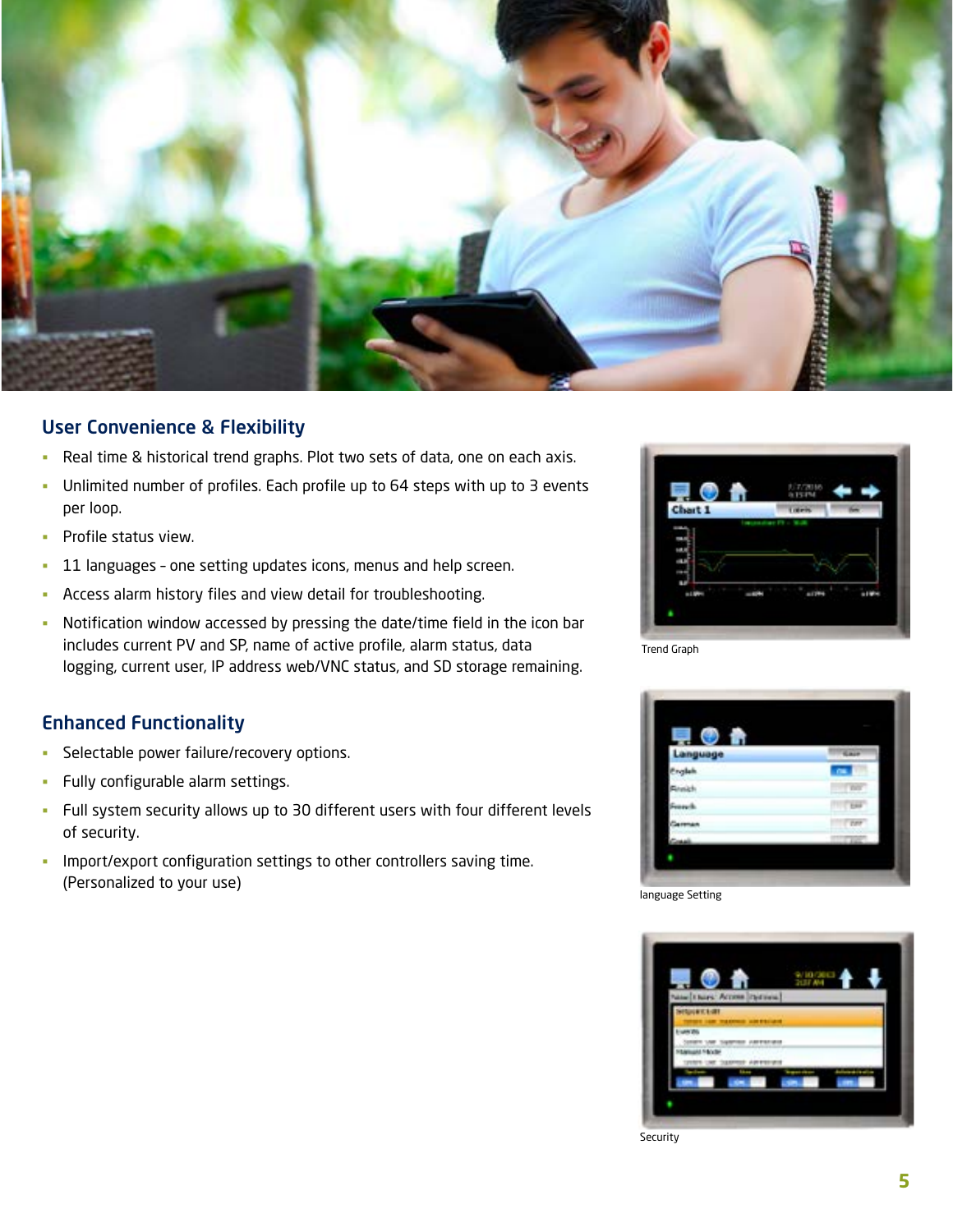## User Convenience & Flexibility

- Real time & historical trend graphs. Plot two sets of data, one on each axis.
- Unlimited number of profiles. Each profile up to 64 steps with up to 3 events per loop.
- Profile status view.
- 11 languages – one setting updates icons, menus and help screen.
- Access alarm history files and view detail for troubleshooting.
- Notification window accessed by pressing the date/time field in the icon bar includes current PV and SP, name of active profile, alarm status, data logging, current user, IP address web/VNC status, and SD storage remaining.

## Enhanced Functionality

- Selectable power failure/recovery options.
- Fully configurable alarm settings.
- Full system security allows up to 30 different users with four different levels of security.
- Import/export configuration settings to other controllers saving time. (Personalized to your use)

Trend Graph

language Setting

Security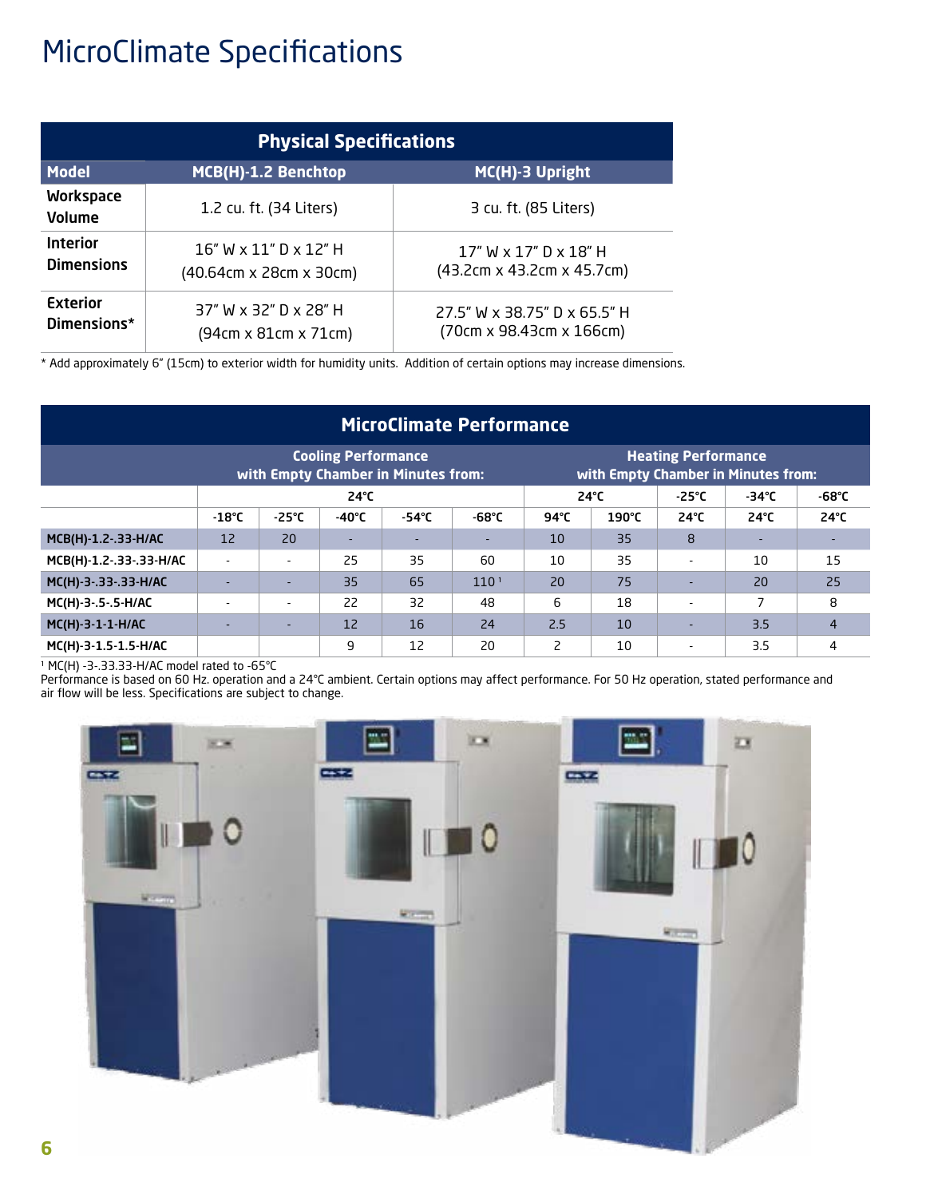# MicroClimate Specifications

| Physical Specifications | | |
|---|---|---|
| **Model** | **MCB(H)-1.2 Benchtop** | **MC(H)-3 Upright** |
| **Workspace Volume** | 1.2 cu. ft. (34 Liters) | 3 cu. ft. (85 Liters) |
| **Interior Dimensions** | 16" W x 11" D x 12" H (40.64cm x 28cm x 30cm) | 17" W x 17" D x 18" H (43.2cm x 43.2cm x 45.7cm) |
| **Exterior Dimensions*** | 37" W x 32" D x 28" H (94cm x 81cm x 71cm) | 27.5" W x 38.75" D x 65.5" H (70cm x 98.43cm x 166cm) |

* Add approximately 6" (15cm) to exterior width for humidity units. Addition of certain options may increase dimensions.

| MicroClimate Performance | Cooling Performance with Empty Chamber in Minutes from: | | | | | Heating Performance with Empty Chamber in Minutes from: | | | | |
|---|---|---|---|---|---|---|---|---|---|---|
| | 24°C | | | | | 24°C | | -25°C | -34°C | -68°C |
| | -18°C | -25°C | -40°C | -54°C | -68°C | 94°C | 190°C | 24°C | 24°C | 24°C |
| **MCB(H)-1.2-.33-H/AC** | 12 | 20 | - | - | - | 10 | 35 | 8 | - | - |
| **MCB(H)-1.2-.33-.33-H/AC** | - | - | 25 | 35 | 60 | 10 | 35 | - | 10 | 15 |
| **MC(H)-3-.33-.33-H/AC** | - | - | 35 | 65 | 110 [1] | 20 | 75 | - | 20 | 25 |
| **MC(H)-3-.5-.5-H/AC** | - | - | 22 | 32 | 48 | 6 | 18 | - | 7 | 8 |
| **MC(H)-3-1-1-H/AC** | - | - | 12 | 16 | 24 | 2.5 | 10 | - | 3.5 | 4 |
| **MC(H)-3-1.5-1.5-H/AC** | | | 9 | 12 | 20 | 2 | 10 | - | 3.5 | 4 |

[1] MC(H) -3-.33.33-H/AC model rated to -65°C

Performance is based on 60 Hz. operation and a 24°C ambient. Certain options may affect performance. For 50 Hz operation, stated performance and air flow will be less. Specifications are subject to change.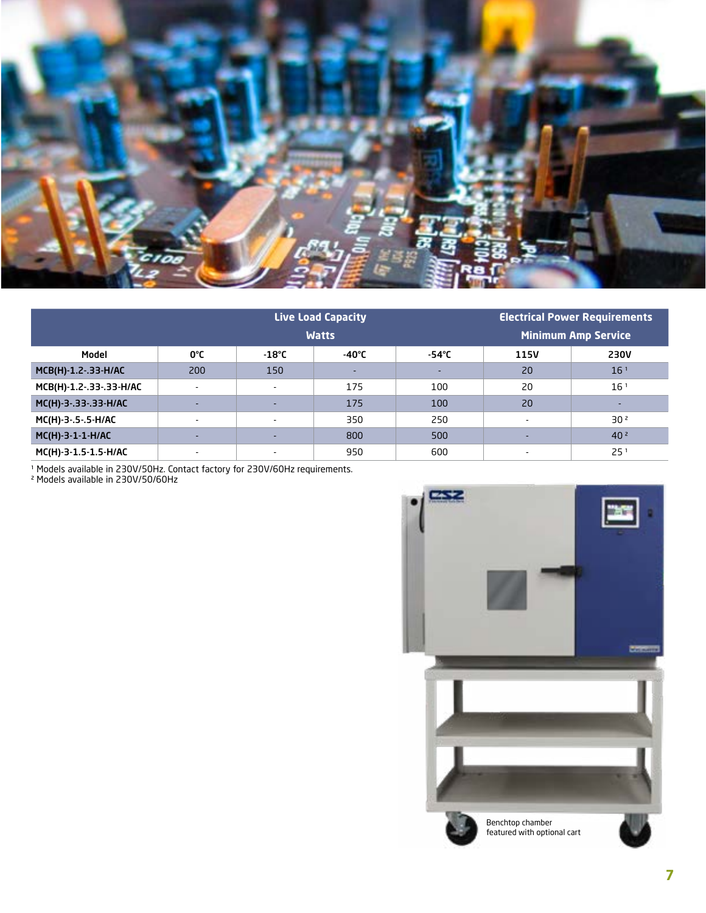| Model | Live Load Capacity Watts | | | | Electrical Power Requirements Minimum Amp Service | |
|---|---|---|---|---|---|---|
| | 0°C | -18°C | -40°C | -54°C | 115V | 230V |
| MCB(H)-1.2-.33-H/AC | 200 | 150 | - | - | 20 | 16 [1] |
| MCB(H)-1.2-.33-.33-H/AC | - | - | 175 | 100 | 20 | 16 [1] |
| MC(H)-3-.33-.33-H/AC | - | - | 175 | 100 | 20 | - |
| MC(H)-3-.5-.5-H/AC | - | - | 350 | 250 | - | 30 [2] |
| MC(H)-3-1-1-H/AC | - | - | 800 | 500 | - | 40 [2] |
| MC(H)-3-1.5-1.5-H/AC | - | - | 950 | 600 | - | 25 [1] |

[1] Models available in 230V/50Hz. Contact factory for 230V/60Hz requirements.
[2] Models available in 230V/50/60Hz

Benchtop chamber featured with optional cart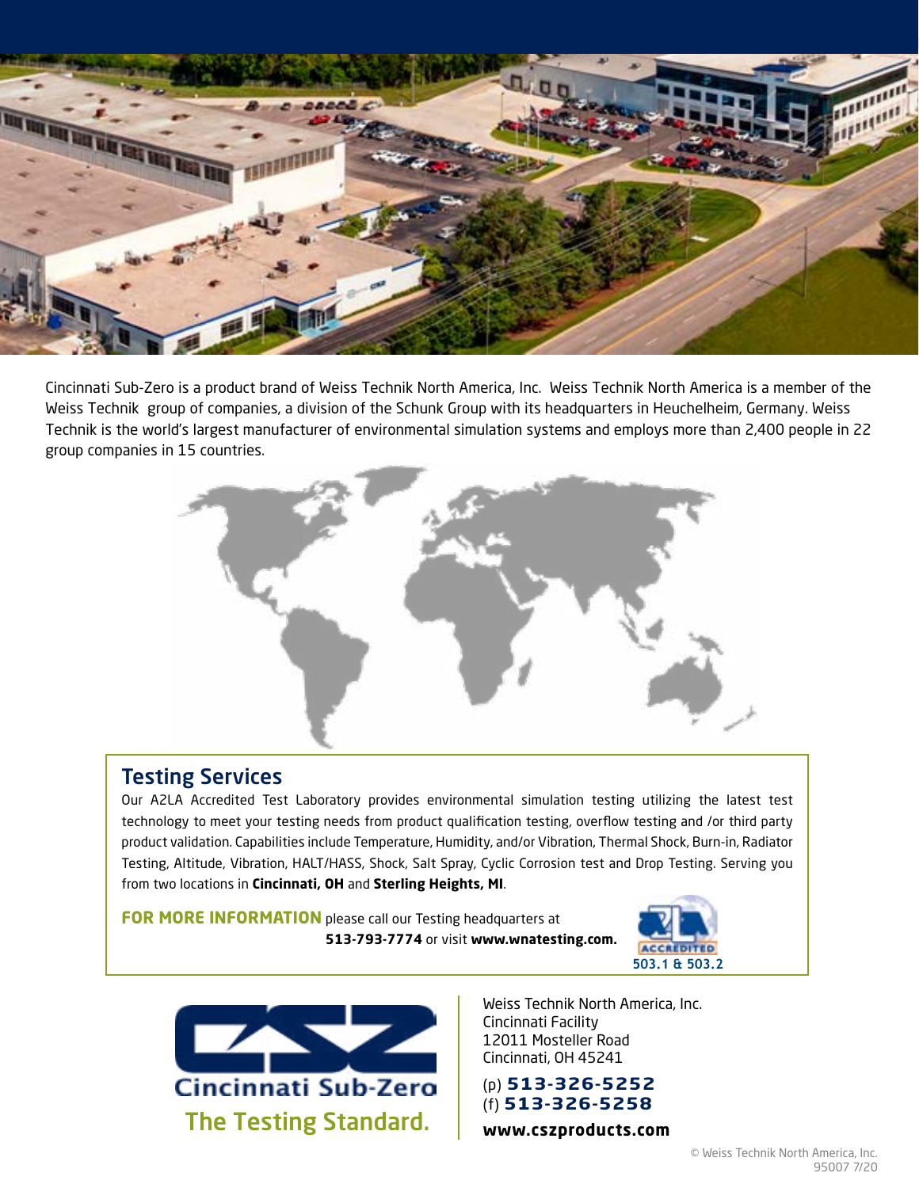Cincinnati Sub-Zero is a product brand of Weiss Technik North America, Inc. Weiss Technik North America is a member of the Weiss Technik group of companies, a division of the Schunk Group with its headquarters in Heuchelheim, Germany. Weiss Technik is the world's largest manufacturer of environmental simulation systems and employs more than 2,400 people in 22 group companies in 15 countries.

## Testing Services

Our A2LA Accredited Test Laboratory provides environmental simulation testing utilizing the latest test technology to meet your testing needs from product qualification testing, overflow testing and /or third party product validation. Capabilities include Temperature, Humidity, and/or Vibration, Thermal Shock, Burn-in, Radiator Testing, Altitude, Vibration, HALT/HASS, Shock, Salt Spray, Cyclic Corrosion test and Drop Testing. Serving you from two locations in **Cincinnati, OH** and **Sterling Heights, MI**.

**FOR MORE INFORMATION** please call our Testing headquarters at **513-793-7774** or visit **www.wnatesting.com.**

A2LA ACCREDITED
503.1 & 503.2

Cincinnati Sub-Zero
The Testing Standard.

Weiss Technik North America, Inc.
Cincinnati Facility
12011 Mosteller Road
Cincinnati, OH 45241

(p) **513-326-5252**
(f) **513-326-5258**

**www.cszproducts.com**

© Weiss Technik North America, Inc.
95007 7/20